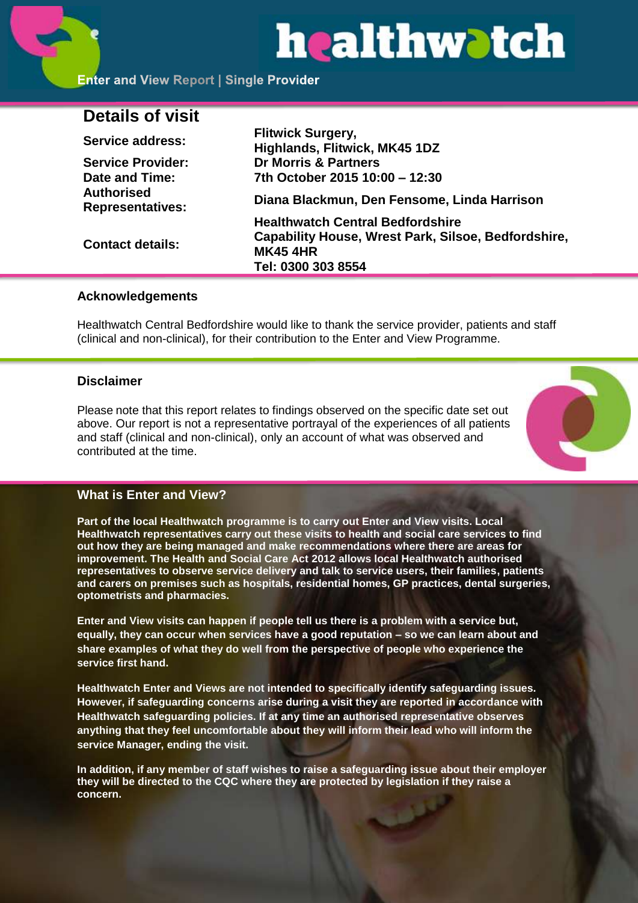# healthwatch

**Enter and View Report | Single Provider**

## Details of visit

| | |
|---|---|
| **Service address:** | **Flitwick Surgery, Highlands, Flitwick, MK45 1DZ** |
| **Service Provider:** | **Dr Morris & Partners** |
| **Date and Time:** | **7th October 2015 10:00 – 12:30** |
| **Authorised Representatives:** | **Diana Blackmun, Den Fensome, Linda Harrison** |
| **Contact details:** | **Healthwatch Central Bedfordshire Capability House, Wrest Park, Silsoe, Bedfordshire, MK45 4HR Tel: 0300 303 8554** |

### Acknowledgements

Healthwatch Central Bedfordshire would like to thank the service provider, patients and staff (clinical and non-clinical), for their contribution to the Enter and View Programme.

### Disclaimer

Please note that this report relates to findings observed on the specific date set out above. Our report is not a representative portrayal of the experiences of all patients and staff (clinical and non-clinical), only an account of what was observed and contributed at the time.

### What is Enter and View?

**Part of the local Healthwatch programme is to carry out Enter and View visits. Local Healthwatch representatives carry out these visits to health and social care services to find out how they are being managed and make recommendations where there are areas for improvement. The Health and Social Care Act 2012 allows local Healthwatch authorised representatives to observe service delivery and talk to service users, their families, patients and carers on premises such as hospitals, residential homes, GP practices, dental surgeries, optometrists and pharmacies.**

**Enter and View visits can happen if people tell us there is a problem with a service but, equally, they can occur when services have a good reputation – so we can learn about and share examples of what they do well from the perspective of people who experience the service first hand.**

**Healthwatch Enter and Views are not intended to specifically identify safeguarding issues. However, if safeguarding concerns arise during a visit they are reported in accordance with Healthwatch safeguarding policies. If at any time an authorised representative observes anything that they feel uncomfortable about they will inform their lead who will inform the service Manager, ending the visit.**

**In addition, if any member of staff wishes to raise a safeguarding issue about their employer they will be directed to the CQC where they are protected by legislation if they raise a concern.**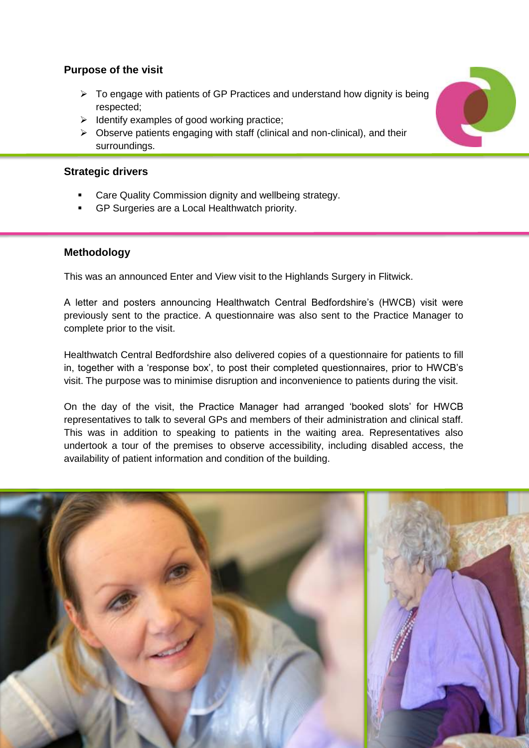## Purpose of the visit

- To engage with patients of GP Practices and understand how dignity is being respected;
- Identify examples of good working practice;
- Observe patients engaging with staff (clinical and non-clinical), and their surroundings.

## Strategic drivers

- Care Quality Commission dignity and wellbeing strategy.
- GP Surgeries are a Local Healthwatch priority.

## Methodology

This was an announced Enter and View visit to the Highlands Surgery in Flitwick.

A letter and posters announcing Healthwatch Central Bedfordshire's (HWCB) visit were previously sent to the practice. A questionnaire was also sent to the Practice Manager to complete prior to the visit.

Healthwatch Central Bedfordshire also delivered copies of a questionnaire for patients to fill in, together with a 'response box', to post their completed questionnaires, prior to HWCB's visit. The purpose was to minimise disruption and inconvenience to patients during the visit.

On the day of the visit, the Practice Manager had arranged 'booked slots' for HWCB representatives to talk to several GPs and members of their administration and clinical staff. This was in addition to speaking to patients in the waiting area. Representatives also undertook a tour of the premises to observe accessibility, including disabled access, the availability of patient information and condition of the building.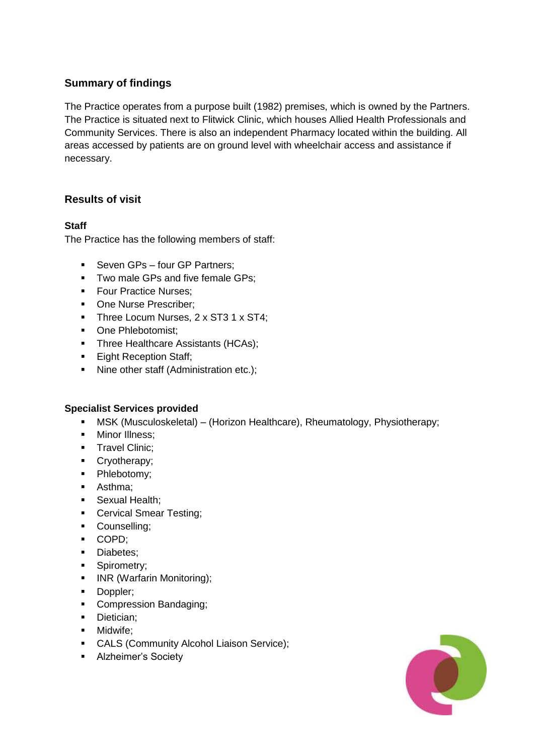## Summary of findings

The Practice operates from a purpose built (1982) premises, which is owned by the Partners. The Practice is situated next to Flitwick Clinic, which houses Allied Health Professionals and Community Services. There is also an independent Pharmacy located within the building. All areas accessed by patients are on ground level with wheelchair access and assistance if necessary.

## Results of visit

### Staff

The Practice has the following members of staff:

- Seven GPs – four GP Partners;
- Two male GPs and five female GPs;
- Four Practice Nurses;
- One Nurse Prescriber;
- Three Locum Nurses, 2 x ST3 1 x ST4;
- One Phlebotomist;
- Three Healthcare Assistants (HCAs);
- Eight Reception Staff;
- Nine other staff (Administration etc.);

### Specialist Services provided

- MSK (Musculoskeletal) – (Horizon Healthcare), Rheumatology, Physiotherapy;
- Minor Illness;
- Travel Clinic;
- Cryotherapy;
- Phlebotomy;
- Asthma;
- Sexual Health;
- Cervical Smear Testing;
- Counselling;
- COPD;
- Diabetes;
- Spirometry;
- INR (Warfarin Monitoring);
- Doppler;
- Compression Bandaging;
- Dietician;
- Midwife;
- CALS (Community Alcohol Liaison Service);
- Alzheimer's Society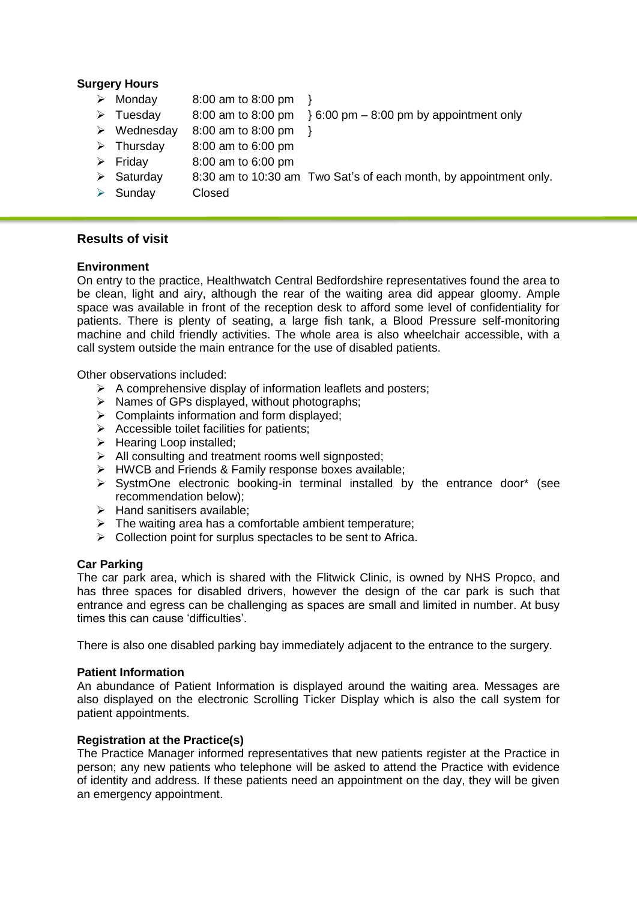**Surgery Hours**

- Monday 8:00 am to 8:00 pm }
- Tuesday 8:00 am to 8:00 pm } 6:00 pm – 8:00 pm by appointment only
- Wednesday 8:00 am to 8:00 pm }
- Thursday 8:00 am to 6:00 pm
- Friday 8:00 am to 6:00 pm
- Saturday 8:30 am to 10:30 am Two Sat's of each month, by appointment only.
- Sunday Closed

## Results of visit

**Environment**

On entry to the practice, Healthwatch Central Bedfordshire representatives found the area to be clean, light and airy, although the rear of the waiting area did appear gloomy. Ample space was available in front of the reception desk to afford some level of confidentiality for patients. There is plenty of seating, a large fish tank, a Blood Pressure self-monitoring machine and child friendly activities. The whole area is also wheelchair accessible, with a call system outside the main entrance for the use of disabled patients.

Other observations included:

- A comprehensive display of information leaflets and posters;
- Names of GPs displayed, without photographs;
- Complaints information and form displayed;
- Accessible toilet facilities for patients;
- Hearing Loop installed;
- All consulting and treatment rooms well signposted;
- HWCB and Friends & Family response boxes available;
- SystmOne electronic booking-in terminal installed by the entrance door* (see recommendation below);
- Hand sanitisers available;
- The waiting area has a comfortable ambient temperature;
- Collection point for surplus spectacles to be sent to Africa.

**Car Parking**

The car park area, which is shared with the Flitwick Clinic, is owned by NHS Propco, and has three spaces for disabled drivers, however the design of the car park is such that entrance and egress can be challenging as spaces are small and limited in number. At busy times this can cause 'difficulties'.

There is also one disabled parking bay immediately adjacent to the entrance to the surgery.

**Patient Information**

An abundance of Patient Information is displayed around the waiting area. Messages are also displayed on the electronic Scrolling Ticker Display which is also the call system for patient appointments.

**Registration at the Practice(s)**

The Practice Manager informed representatives that new patients register at the Practice in person; any new patients who telephone will be asked to attend the Practice with evidence of identity and address. If these patients need an appointment on the day, they will be given an emergency appointment.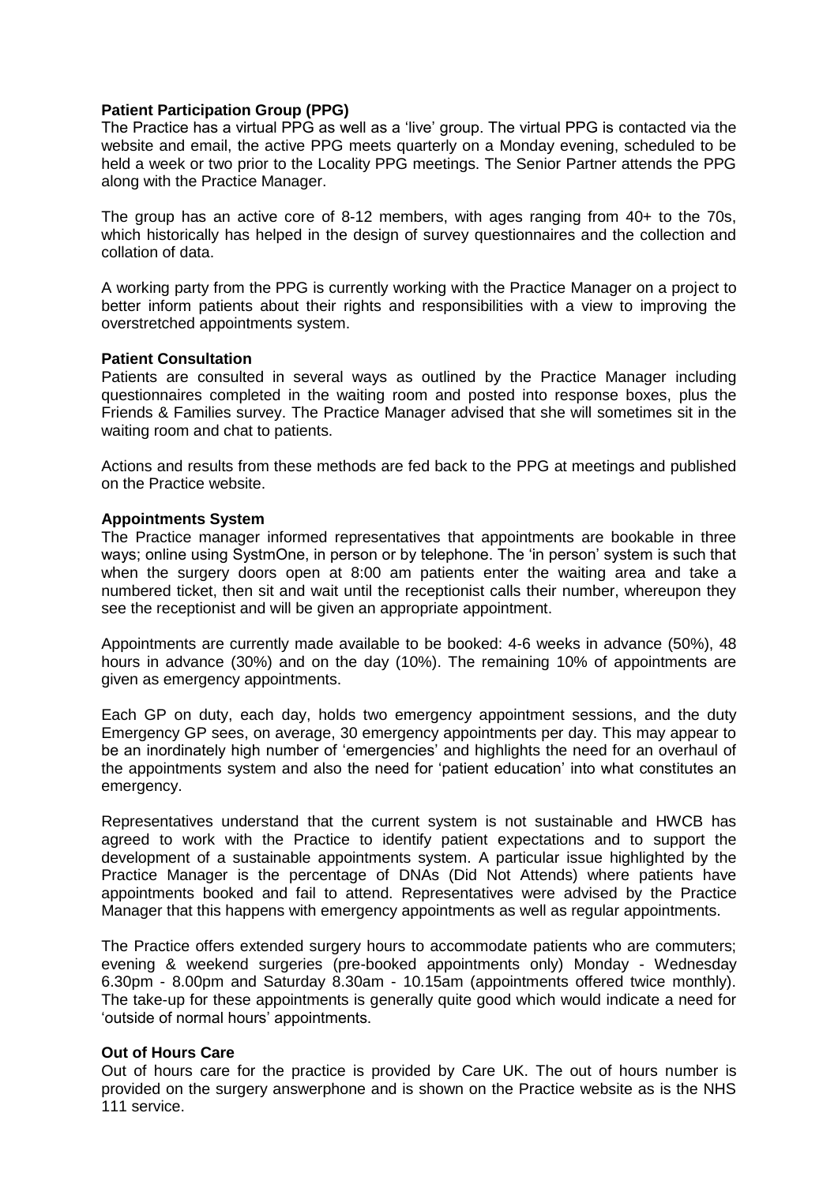**Patient Participation Group (PPG)**

The Practice has a virtual PPG as well as a 'live' group. The virtual PPG is contacted via the website and email, the active PPG meets quarterly on a Monday evening, scheduled to be held a week or two prior to the Locality PPG meetings. The Senior Partner attends the PPG along with the Practice Manager.

The group has an active core of 8-12 members, with ages ranging from 40+ to the 70s, which historically has helped in the design of survey questionnaires and the collection and collation of data.

A working party from the PPG is currently working with the Practice Manager on a project to better inform patients about their rights and responsibilities with a view to improving the overstretched appointments system.

**Patient Consultation**

Patients are consulted in several ways as outlined by the Practice Manager including questionnaires completed in the waiting room and posted into response boxes, plus the Friends & Families survey. The Practice Manager advised that she will sometimes sit in the waiting room and chat to patients.

Actions and results from these methods are fed back to the PPG at meetings and published on the Practice website.

**Appointments System**

The Practice manager informed representatives that appointments are bookable in three ways; online using SystmOne, in person or by telephone. The 'in person' system is such that when the surgery doors open at 8:00 am patients enter the waiting area and take a numbered ticket, then sit and wait until the receptionist calls their number, whereupon they see the receptionist and will be given an appropriate appointment.

Appointments are currently made available to be booked: 4-6 weeks in advance (50%), 48 hours in advance (30%) and on the day (10%). The remaining 10% of appointments are given as emergency appointments.

Each GP on duty, each day, holds two emergency appointment sessions, and the duty Emergency GP sees, on average, 30 emergency appointments per day. This may appear to be an inordinately high number of 'emergencies' and highlights the need for an overhaul of the appointments system and also the need for 'patient education' into what constitutes an emergency.

Representatives understand that the current system is not sustainable and HWCB has agreed to work with the Practice to identify patient expectations and to support the development of a sustainable appointments system. A particular issue highlighted by the Practice Manager is the percentage of DNAs (Did Not Attends) where patients have appointments booked and fail to attend. Representatives were advised by the Practice Manager that this happens with emergency appointments as well as regular appointments.

The Practice offers extended surgery hours to accommodate patients who are commuters; evening & weekend surgeries (pre-booked appointments only) Monday - Wednesday 6.30pm - 8.00pm and Saturday 8.30am - 10.15am (appointments offered twice monthly). The take-up for these appointments is generally quite good which would indicate a need for 'outside of normal hours' appointments.

**Out of Hours Care**

Out of hours care for the practice is provided by Care UK. The out of hours number is provided on the surgery answerphone and is shown on the Practice website as is the NHS 111 service.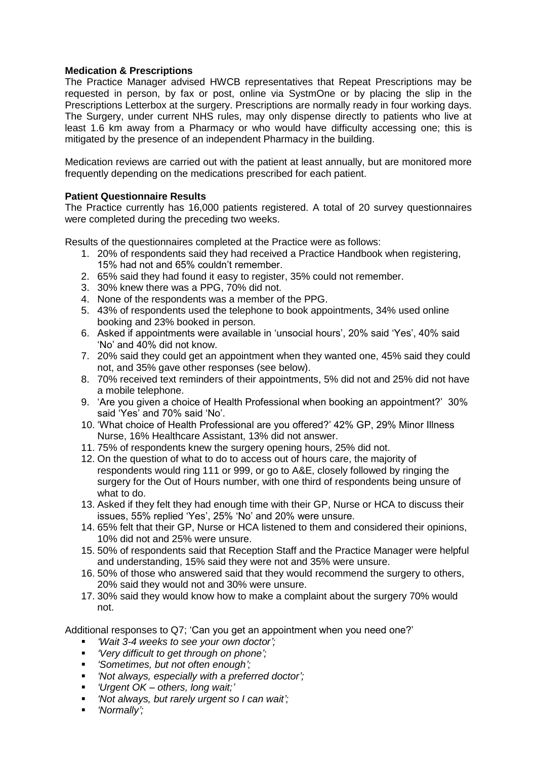**Medication & Prescriptions**

The Practice Manager advised HWCB representatives that Repeat Prescriptions may be requested in person, by fax or post, online via SystmOne or by placing the slip in the Prescriptions Letterbox at the surgery. Prescriptions are normally ready in four working days. The Surgery, under current NHS rules, may only dispense directly to patients who live at least 1.6 km away from a Pharmacy or who would have difficulty accessing one; this is mitigated by the presence of an independent Pharmacy in the building.

Medication reviews are carried out with the patient at least annually, but are monitored more frequently depending on the medications prescribed for each patient.

**Patient Questionnaire Results**

The Practice currently has 16,000 patients registered. A total of 20 survey questionnaires were completed during the preceding two weeks.

Results of the questionnaires completed at the Practice were as follows:

1. 20% of respondents said they had received a Practice Handbook when registering, 15% had not and 65% couldn't remember.
2. 65% said they had found it easy to register, 35% could not remember.
3. 30% knew there was a PPG, 70% did not.
4. None of the respondents was a member of the PPG.
5. 43% of respondents used the telephone to book appointments, 34% used online booking and 23% booked in person.
6. Asked if appointments were available in 'unsocial hours', 20% said 'Yes', 40% said 'No' and 40% did not know.
7. 20% said they could get an appointment when they wanted one, 45% said they could not, and 35% gave other responses (see below).
8. 70% received text reminders of their appointments, 5% did not and 25% did not have a mobile telephone.
9. 'Are you given a choice of Health Professional when booking an appointment?' 30% said 'Yes' and 70% said 'No'.
10. 'What choice of Health Professional are you offered?' 42% GP, 29% Minor Illness Nurse, 16% Healthcare Assistant, 13% did not answer.
11. 75% of respondents knew the surgery opening hours, 25% did not.
12. On the question of what to do to access out of hours care, the majority of respondents would ring 111 or 999, or go to A&E, closely followed by ringing the surgery for the Out of Hours number, with one third of respondents being unsure of what to do.
13. Asked if they felt they had enough time with their GP, Nurse or HCA to discuss their issues, 55% replied 'Yes', 25% 'No' and 20% were unsure.
14. 65% felt that their GP, Nurse or HCA listened to them and considered their opinions, 10% did not and 25% were unsure.
15. 50% of respondents said that Reception Staff and the Practice Manager were helpful and understanding, 15% said they were not and 35% were unsure.
16. 50% of those who answered said that they would recommend the surgery to others, 20% said they would not and 30% were unsure.
17. 30% said they would know how to make a complaint about the surgery 70% would not.

Additional responses to Q7; 'Can you get an appointment when you need one?'

- *'Wait 3-4 weeks to see your own doctor';*
- *'Very difficult to get through on phone';*
- *'Sometimes, but not often enough';*
- *'Not always, especially with a preferred doctor';*
- *'Urgent OK – others, long wait;'*
- *'Not always, but rarely urgent so I can wait';*
- *'Normally';*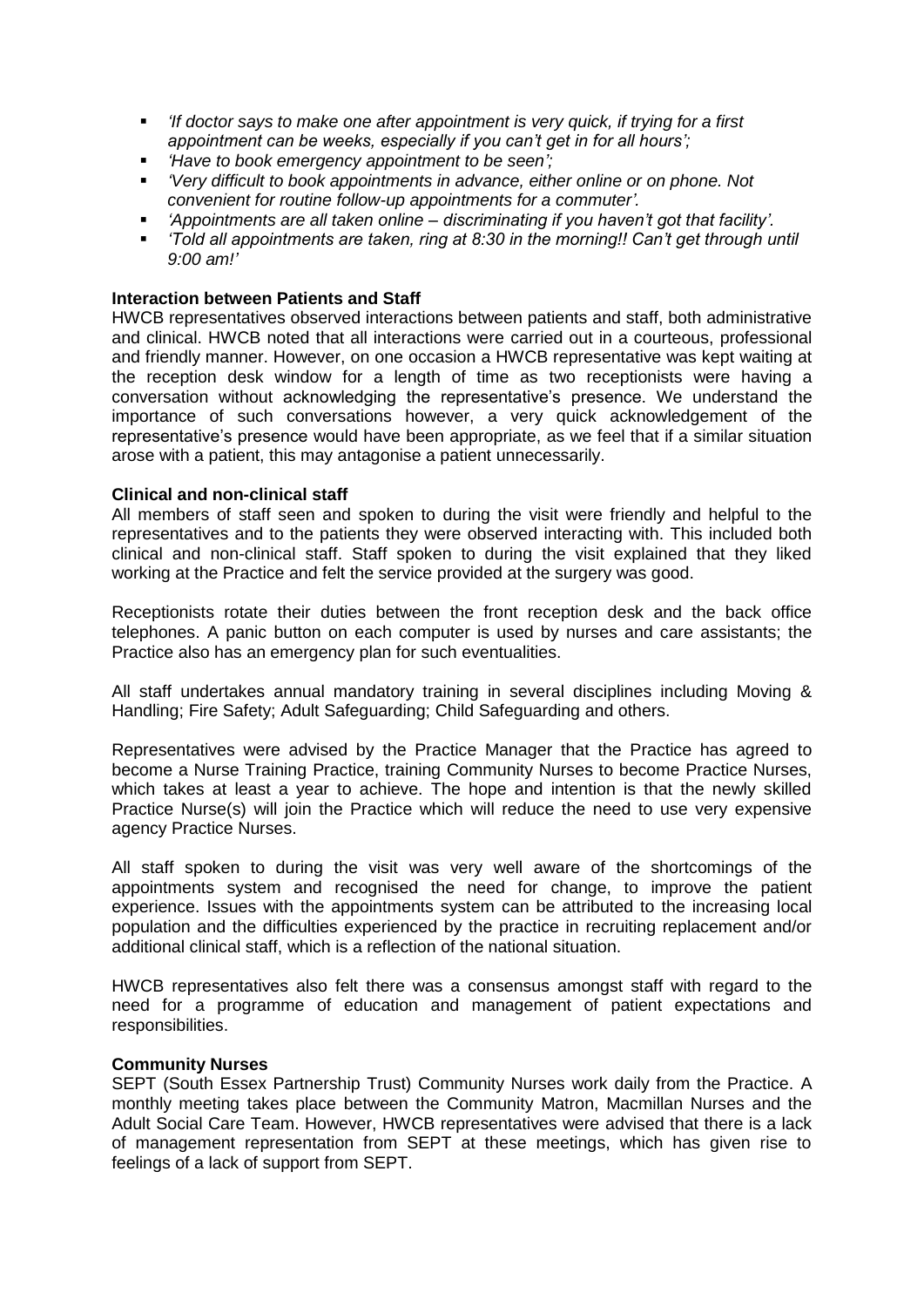- *'If doctor says to make one after appointment is very quick, if trying for a first appointment can be weeks, especially if you can't get in for all hours';*
- *'Have to book emergency appointment to be seen';*
- *'Very difficult to book appointments in advance, either online or on phone. Not convenient for routine follow-up appointments for a commuter'.*
- *'Appointments are all taken online – discriminating if you haven't got that facility'.*
- *'Told all appointments are taken, ring at 8:30 in the morning!! Can't get through until 9:00 am!'*

**Interaction between Patients and Staff**

HWCB representatives observed interactions between patients and staff, both administrative and clinical. HWCB noted that all interactions were carried out in a courteous, professional and friendly manner. However, on one occasion a HWCB representative was kept waiting at the reception desk window for a length of time as two receptionists were having a conversation without acknowledging the representative's presence. We understand the importance of such conversations however, a very quick acknowledgement of the representative's presence would have been appropriate, as we feel that if a similar situation arose with a patient, this may antagonise a patient unnecessarily.

**Clinical and non-clinical staff**

All members of staff seen and spoken to during the visit were friendly and helpful to the representatives and to the patients they were observed interacting with. This included both clinical and non-clinical staff. Staff spoken to during the visit explained that they liked working at the Practice and felt the service provided at the surgery was good.

Receptionists rotate their duties between the front reception desk and the back office telephones. A panic button on each computer is used by nurses and care assistants; the Practice also has an emergency plan for such eventualities.

All staff undertakes annual mandatory training in several disciplines including Moving & Handling; Fire Safety; Adult Safeguarding; Child Safeguarding and others.

Representatives were advised by the Practice Manager that the Practice has agreed to become a Nurse Training Practice, training Community Nurses to become Practice Nurses, which takes at least a year to achieve. The hope and intention is that the newly skilled Practice Nurse(s) will join the Practice which will reduce the need to use very expensive agency Practice Nurses.

All staff spoken to during the visit was very well aware of the shortcomings of the appointments system and recognised the need for change, to improve the patient experience. Issues with the appointments system can be attributed to the increasing local population and the difficulties experienced by the practice in recruiting replacement and/or additional clinical staff, which is a reflection of the national situation.

HWCB representatives also felt there was a consensus amongst staff with regard to the need for a programme of education and management of patient expectations and responsibilities.

**Community Nurses**

SEPT (South Essex Partnership Trust) Community Nurses work daily from the Practice. A monthly meeting takes place between the Community Matron, Macmillan Nurses and the Adult Social Care Team. However, HWCB representatives were advised that there is a lack of management representation from SEPT at these meetings, which has given rise to feelings of a lack of support from SEPT.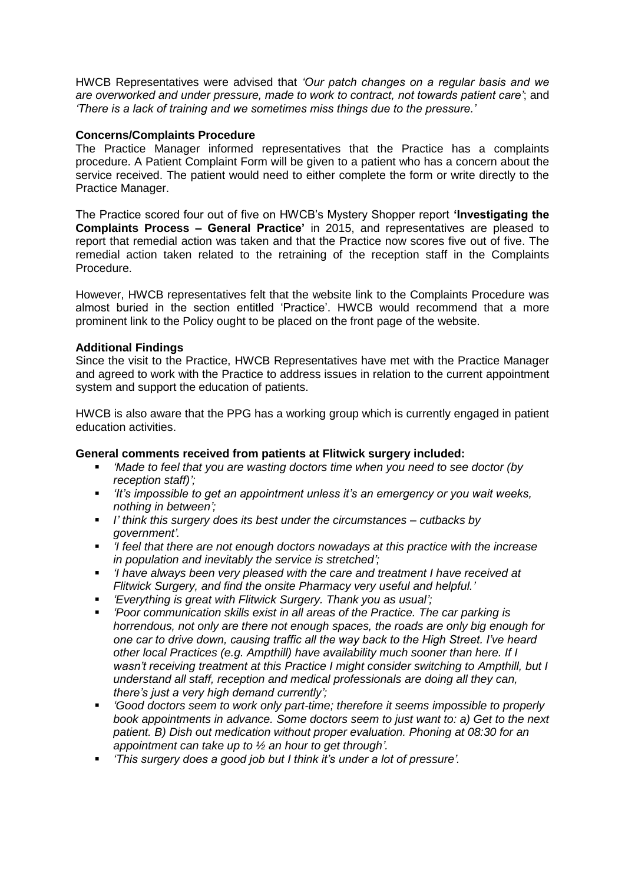HWCB Representatives were advised that *'Our patch changes on a regular basis and we are overworked and under pressure, made to work to contract, not towards patient care'*; and *'There is a lack of training and we sometimes miss things due to the pressure.'*

**Concerns/Complaints Procedure**

The Practice Manager informed representatives that the Practice has a complaints procedure. A Patient Complaint Form will be given to a patient who has a concern about the service received. The patient would need to either complete the form or write directly to the Practice Manager.

The Practice scored four out of five on HWCB's Mystery Shopper report **'Investigating the Complaints Process – General Practice'** in 2015, and representatives are pleased to report that remedial action was taken and that the Practice now scores five out of five. The remedial action taken related to the retraining of the reception staff in the Complaints Procedure.

However, HWCB representatives felt that the website link to the Complaints Procedure was almost buried in the section entitled 'Practice'. HWCB would recommend that a more prominent link to the Policy ought to be placed on the front page of the website.

**Additional Findings**

Since the visit to the Practice, HWCB Representatives have met with the Practice Manager and agreed to work with the Practice to address issues in relation to the current appointment system and support the education of patients.

HWCB is also aware that the PPG has a working group which is currently engaged in patient education activities.

**General comments received from patients at Flitwick surgery included:**

- *'Made to feel that you are wasting doctors time when you need to see doctor (by reception staff)';*
- *'It's impossible to get an appointment unless it's an emergency or you wait weeks, nothing in between';*
- *I' think this surgery does its best under the circumstances – cutbacks by government'.*
- *'I feel that there are not enough doctors nowadays at this practice with the increase in population and inevitably the service is stretched';*
- *'I have always been very pleased with the care and treatment I have received at Flitwick Surgery, and find the onsite Pharmacy very useful and helpful.'*
- *'Everything is great with Flitwick Surgery. Thank you as usual';*
- *'Poor communication skills exist in all areas of the Practice. The car parking is horrendous, not only are there not enough spaces, the roads are only big enough for one car to drive down, causing traffic all the way back to the High Street. I've heard other local Practices (e.g. Ampthill) have availability much sooner than here. If I wasn't receiving treatment at this Practice I might consider switching to Ampthill, but I understand all staff, reception and medical professionals are doing all they can, there's just a very high demand currently';*
- *'Good doctors seem to work only part-time; therefore it seems impossible to properly book appointments in advance. Some doctors seem to just want to: a) Get to the next patient. B) Dish out medication without proper evaluation. Phoning at 08:30 for an appointment can take up to ½ an hour to get through'.*
- *'This surgery does a good job but I think it's under a lot of pressure'.*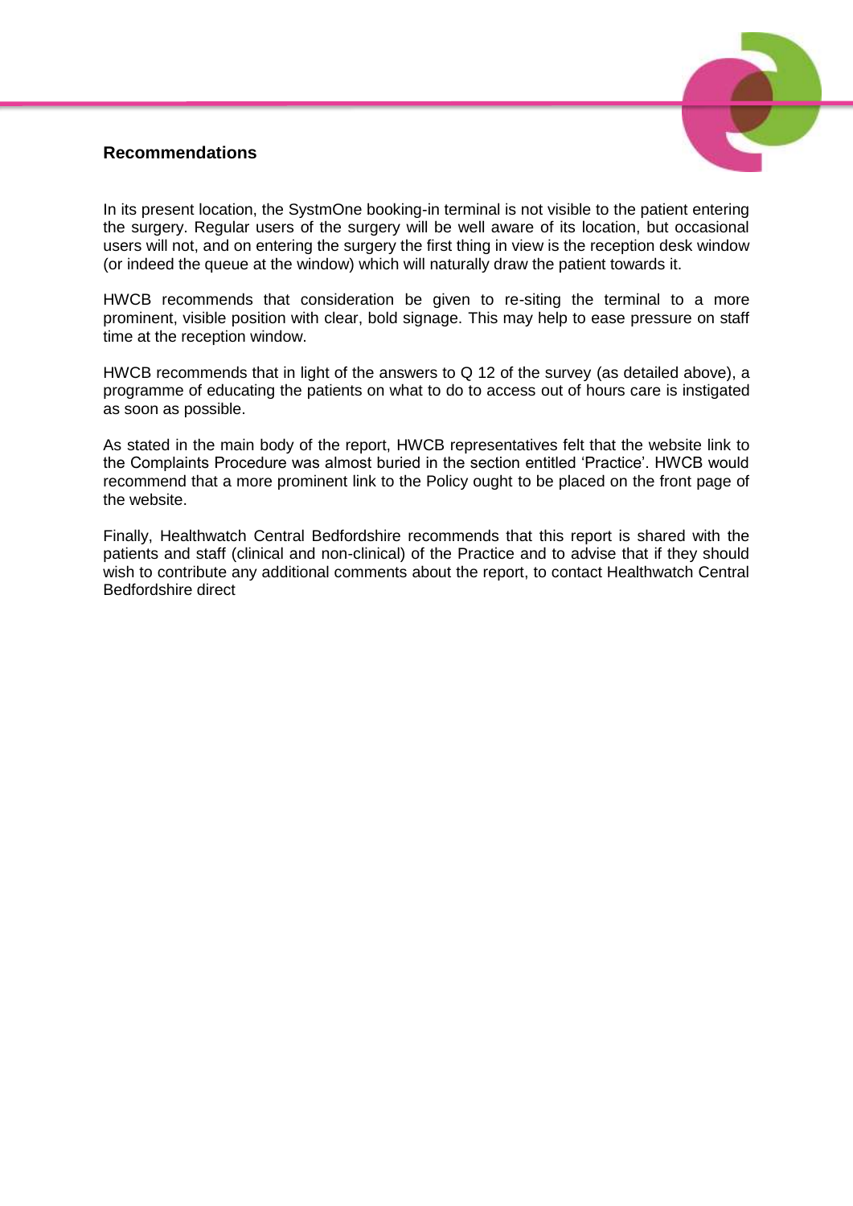## Recommendations

In its present location, the SystmOne booking-in terminal is not visible to the patient entering the surgery. Regular users of the surgery will be well aware of its location, but occasional users will not, and on entering the surgery the first thing in view is the reception desk window (or indeed the queue at the window) which will naturally draw the patient towards it.

HWCB recommends that consideration be given to re-siting the terminal to a more prominent, visible position with clear, bold signage. This may help to ease pressure on staff time at the reception window.

HWCB recommends that in light of the answers to Q 12 of the survey (as detailed above), a programme of educating the patients on what to do to access out of hours care is instigated as soon as possible.

As stated in the main body of the report, HWCB representatives felt that the website link to the Complaints Procedure was almost buried in the section entitled 'Practice'. HWCB would recommend that a more prominent link to the Policy ought to be placed on the front page of the website.

Finally, Healthwatch Central Bedfordshire recommends that this report is shared with the patients and staff (clinical and non-clinical) of the Practice and to advise that if they should wish to contribute any additional comments about the report, to contact Healthwatch Central Bedfordshire direct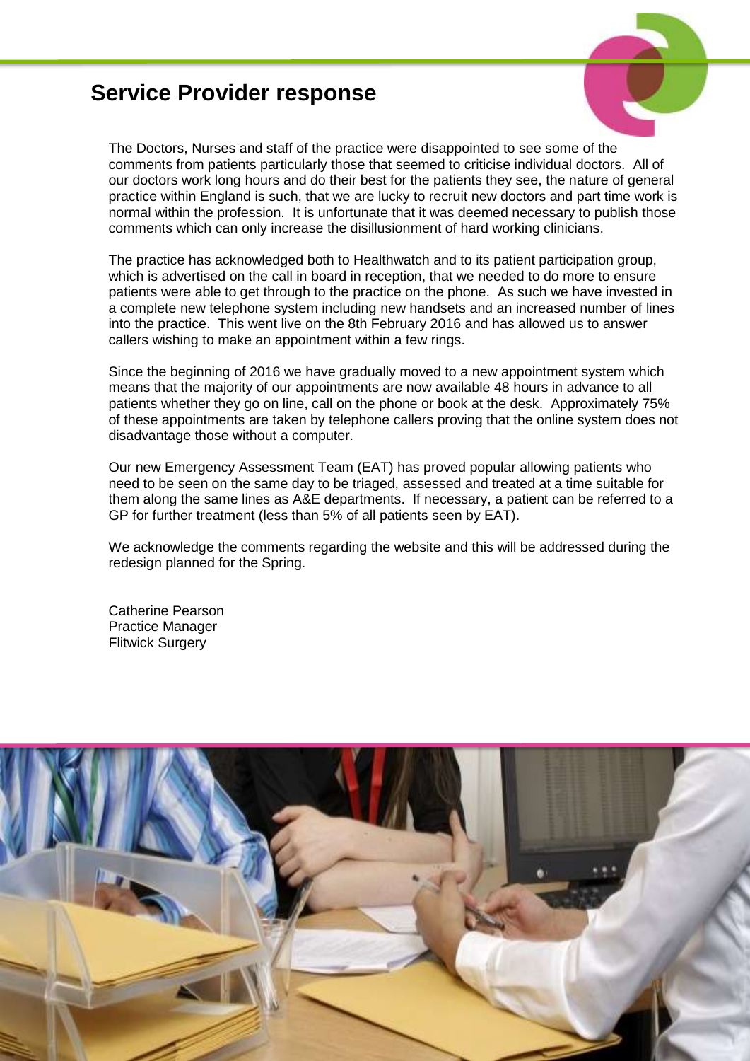## Service Provider response

The Doctors, Nurses and staff of the practice were disappointed to see some of the comments from patients particularly those that seemed to criticise individual doctors. All of our doctors work long hours and do their best for the patients they see, the nature of general practice within England is such, that we are lucky to recruit new doctors and part time work is normal within the profession. It is unfortunate that it was deemed necessary to publish those comments which can only increase the disillusionment of hard working clinicians.

The practice has acknowledged both to Healthwatch and to its patient participation group, which is advertised on the call in board in reception, that we needed to do more to ensure patients were able to get through to the practice on the phone. As such we have invested in a complete new telephone system including new handsets and an increased number of lines into the practice. This went live on the 8th February 2016 and has allowed us to answer callers wishing to make an appointment within a few rings.

Since the beginning of 2016 we have gradually moved to a new appointment system which means that the majority of our appointments are now available 48 hours in advance to all patients whether they go on line, call on the phone or book at the desk. Approximately 75% of these appointments are taken by telephone callers proving that the online system does not disadvantage those without a computer.

Our new Emergency Assessment Team (EAT) has proved popular allowing patients who need to be seen on the same day to be triaged, assessed and treated at a time suitable for them along the same lines as A&E departments. If necessary, a patient can be referred to a GP for further treatment (less than 5% of all patients seen by EAT).

We acknowledge the comments regarding the website and this will be addressed during the redesign planned for the Spring.

Catherine Pearson
Practice Manager
Flitwick Surgery